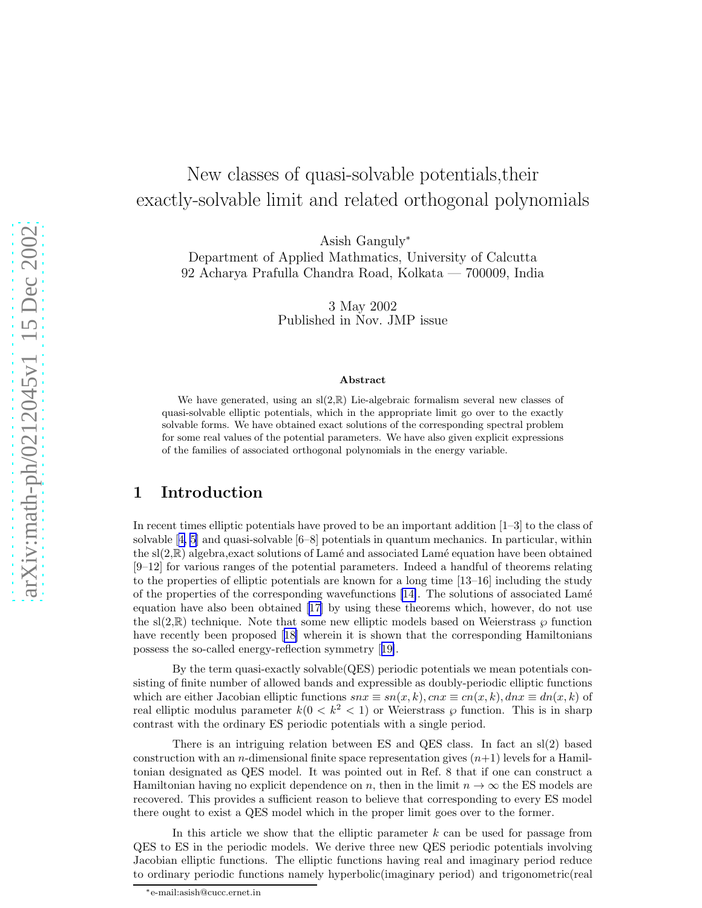# New classes of quasi-solvable potentials,their exactly-solvable limit and related orthogonal polynomials

Asish Ganguly*

Department of Applied Mathmatics, University of Calcutta
92 Acharya Prafulla Chandra Road, Kolkata — 700009, India

3 May 2002
Published in Nov. JMP issue

### Abstract

We have generated, using an sl(2,ℝ) Lie-algebraic formalism several new classes of quasi-solvable elliptic potentials, which in the appropriate limit go over to the exactly solvable forms. We have obtained exact solutions of the corresponding spectral problem for some real values of the potential parameters. We have also given explicit expressions of the families of associated orthogonal polynomials in the energy variable.

## 1 Introduction

In recent times elliptic potentials have proved to be an important addition [1–3] to the class of solvable [4, 5] and quasi-solvable [6–8] potentials in quantum mechanics. In particular, within the sl(2,ℝ) algebra,exact solutions of Lamé and associated Lamé equation have been obtained [9–12] for various ranges of the potential parameters. Indeed a handful of theorems relating to the properties of elliptic potentials are known for a long time [13–16] including the study of the properties of the corresponding wavefunctions [14]. The solutions of associated Lamé equation have also been obtained [17] by using these theorems which, however, do not use the sl(2,ℝ) technique. Note that some new elliptic models based on Weierstrass $\wp$ function have recently been proposed [18] wherein it is shown that the corresponding Hamiltonians possess the so-called energy-reflection symmetry [19].

By the term quasi-exactly solvable(QES) periodic potentials we mean potentials consisting of finite number of allowed bands and expressible as doubly-periodic elliptic functions which are either Jacobian elliptic functions $snx \equiv sn(x,k), cnx \equiv cn(x,k), dnx \equiv dn(x,k)$ of real elliptic modulus parameter $k(0 < k^2 < 1)$ or Weierstrass $\wp$ function. This is in sharp contrast with the ordinary ES periodic potentials with a single period.

There is an intriguing relation between ES and QES class. In fact an sl(2) based construction with an $n$-dimensional finite space representation gives $(n+1)$ levels for a Hamiltonian designated as QES model. It was pointed out in Ref. 8 that if one can construct a Hamiltonian having no explicit dependence on $n$, then in the limit $n \to \infty$ the ES models are recovered. This provides a sufficient reason to believe that corresponding to every ES model there ought to exist a QES model which in the proper limit goes over to the former.

In this article we show that the elliptic parameter $k$ can be used for passage from QES to ES in the periodic models. We derive three new QES periodic potentials involving Jacobian elliptic functions. The elliptic functions having real and imaginary period reduce to ordinary periodic functions namely hyperbolic(imaginary period) and trigonometric(real

*e-mail:asish@cucc.ernet.in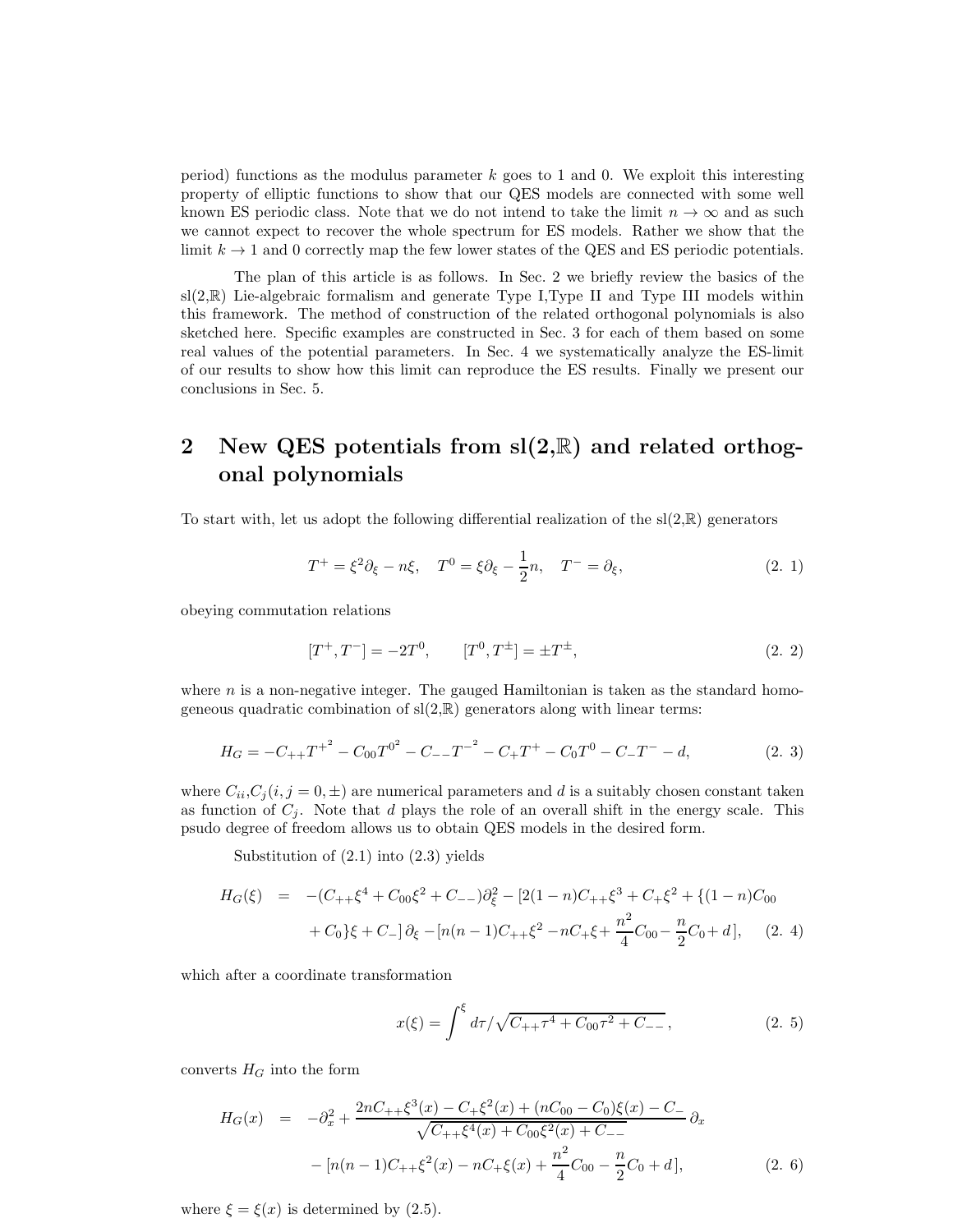period) functions as the modulus parameter $k$ goes to 1 and 0. We exploit this interesting property of elliptic functions to show that our QES models are connected with some well known ES periodic class. Note that we do not intend to take the limit $n \to \infty$ and as such we cannot expect to recover the whole spectrum for ES models. Rather we show that the limit $k \to 1$ and 0 correctly map the few lower states of the QES and ES periodic potentials.

The plan of this article is as follows. In Sec. 2 we briefly review the basics of the sl(2,$\mathbb{R}$) Lie-algebraic formalism and generate Type I,Type II and Type III models within this framework. The method of construction of the related orthogonal polynomials is also sketched here. Specific examples are constructed in Sec. 3 for each of them based on some real values of the potential parameters. In Sec. 4 we systematically analyze the ES-limit of our results to show how this limit can reproduce the ES results. Finally we present our conclusions in Sec. 5.

## 2 New QES potentials from sl(2,$\mathbb{R}$) and related orthogonal polynomials

To start with, let us adopt the following differential realization of the sl(2,$\mathbb{R}$) generators

$$T^+ = \xi^2 \partial_\xi - n\xi, \quad T^0 = \xi \partial_\xi - \frac{1}{2}n, \quad T^- = \partial_\xi, \tag{2. 1}$$

obeying commutation relations

$$[T^+, T^-] = -2T^0, \qquad [T^0, T^\pm] = \pm T^\pm, \tag{2. 2}$$

where $n$ is a non-negative integer. The gauged Hamiltonian is taken as the standard homogeneous quadratic combination of sl(2,$\mathbb{R}$) generators along with linear terms:

$$H_G = -C_{++}{T^+}^2 - C_{00}{T^0}^2 - C_{--}{T^-}^2 - C_+T^+ - C_0T^0 - C_-T^- - d, \tag{2. 3}$$

where $C_{ii}$,$C_j (i, j = 0, \pm)$ are numerical parameters and $d$ is a suitably chosen constant taken as function of $C_j$. Note that $d$ plays the role of an overall shift in the energy scale. This psudo degree of freedom allows us to obtain QES models in the desired form.

Substitution of (2.1) into (2.3) yields

$$\begin{aligned} H_G(\xi) \;\; = \;\; & -(C_{++}\xi^4 + C_{00}\xi^2 + C_{--})\partial_\xi^2 - [2(1-n)C_{++}\xi^3 + C_+\xi^2 + \{(1-n)C_{00} \\ & + C_0\}\xi + C_-]\,\partial_\xi - [n(n-1)C_{++}\xi^2 - nC_+\xi + \frac{n^2}{4}C_{00} - \frac{n}{2}C_0 + d\,], \end{aligned} \tag{2. 4}$$

which after a coordinate transformation

$$x(\xi) = \int^\xi d\tau / \sqrt{C_{++}\tau^4 + C_{00}\tau^2 + C_{--}}\,, \tag{2. 5}$$

converts $H_G$ into the form

$$\begin{aligned} H_G(x) \;\; = \;\; & -\partial_x^2 + \frac{2nC_{++}\xi^3(x) - C_+\xi^2(x) + (nC_{00} - C_0)\xi(x) - C_-}{\sqrt{C_{++}\xi^4(x) + C_{00}\xi^2(x) + C_{--}}}\,\partial_x \\ & - [n(n-1)C_{++}\xi^2(x) - nC_+\xi(x) + \frac{n^2}{4}C_{00} - \frac{n}{2}C_0 + d\,], \end{aligned} \tag{2. 6}$$

where $\xi = \xi(x)$ is determined by (2.5).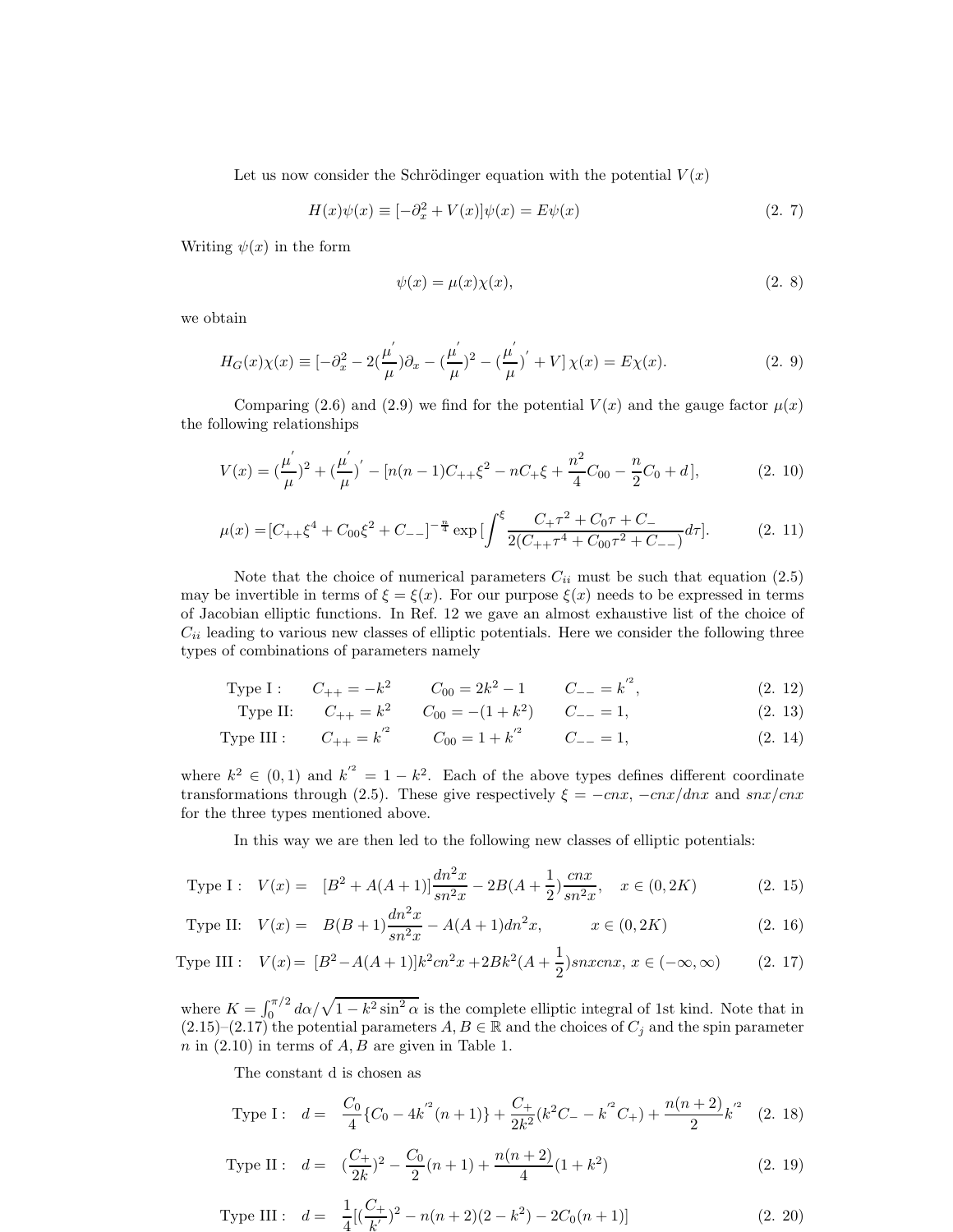Let us now consider the Schrödinger equation with the potential $V(x)$

$$H(x)\psi(x) \equiv [-\partial_x^2 + V(x)]\psi(x) = E\psi(x) \tag{2. 7}$$

Writing $\psi(x)$ in the form

$$\psi(x) = \mu(x)\chi(x), \tag{2. 8}$$

we obtain

$$H_G(x)\chi(x) \equiv [-\partial_x^2 - 2(\frac{\mu^{'}}{\mu})\partial_x - (\frac{\mu^{'}}{\mu})^2 - (\frac{\mu^{'}}{\mu})^{'} + V]\,\chi(x) = E\chi(x). \tag{2. 9}$$

Comparing (2.6) and (2.9) we find for the potential $V(x)$ and the gauge factor $\mu(x)$ the following relationships

$$V(x) = (\frac{\mu^{'}}{\mu})^2 + (\frac{\mu^{'}}{\mu})^{'} - [n(n-1)C_{++}\xi^2 - nC_{+}\xi + \frac{n^2}{4}C_{00} - \frac{n}{2}C_0 + d\,], \tag{2. 10}$$

$$\mu(x) = [C_{++}\xi^4 + C_{00}\xi^2 + C_{--}]^{-\frac{n}{4}} \exp\,[\int^{\xi} \frac{C_{+}\tau^2 + C_0\tau + C_{-}}{2(C_{++}\tau^4 + C_{00}\tau^2 + C_{--})}d\tau]. \tag{2. 11}$$

Note that the choice of numerical parameters $C_{ii}$ must be such that equation (2.5) may be invertible in terms of $\xi = \xi(x)$. For our purpose $\xi(x)$ needs to be expressed in terms of Jacobian elliptic functions. In Ref. 12 we gave an almost exhaustive list of the choice of $C_{ii}$ leading to various new classes of elliptic potentials. Here we consider the following three types of combinations of parameters namely

$$\text{Type I}: \quad C_{++} = -k^2 \qquad C_{00} = 2k^2 - 1 \qquad C_{--} = k^{'2}, \tag{2. 12}$$

$$\text{Type II}: \quad C_{++} = k^2 \qquad C_{00} = -(1 + k^2) \qquad C_{--} = 1, \tag{2. 13}$$

$$\text{Type III}: \quad C_{++} = k^{'2} \qquad C_{00} = 1 + k^{'2} \qquad C_{--} = 1, \tag{2. 14}$$

where $k^2 \in (0, 1)$ and $k^{'2} = 1 - k^2$. Each of the above types defines different coordinate transformations through (2.5). These give respectively $\xi = -cnx$, $-cnx/dnx$ and $snx/cnx$ for the three types mentioned above.

In this way we are then led to the following new classes of elliptic potentials:

$$\text{Type I}: \quad V(x) = [B^2 + A(A+1)]\frac{dn^2x}{sn^2x} - 2B(A + \frac{1}{2})\frac{cnx}{sn^2x}, \quad x \in (0, 2K) \tag{2. 15}$$

$$\text{Type II}: \quad V(x) = B(B+1)\frac{dn^2x}{sn^2x} - A(A+1)dn^2x, \qquad x \in (0, 2K) \tag{2. 16}$$

$$\text{Type III}: \quad V(x) = [B^2 - A(A+1)]k^2cn^2x + 2Bk^2(A + \frac{1}{2})snxcnx, \; x \in (-\infty, \infty) \tag{2. 17}$$

where $K = \int_0^{\pi/2} d\alpha/\sqrt{1 - k^2\sin^2\alpha}$ is the complete elliptic integral of 1st kind. Note that in (2.15)–(2.17) the potential parameters $A, B \in \mathbb{R}$ and the choices of $C_j$ and the spin parameter $n$ in (2.10) in terms of $A, B$ are given in Table 1.

The constant d is chosen as

$$\text{Type I}: \quad d = \frac{C_0}{4}\{C_0 - 4k^{'2}(n+1)\} + \frac{C_+}{2k^2}(k^2C_- - k^{'2}C_+) + \frac{n(n+2)}{2}k^{'2} \tag{2. 18}$$

$$\text{Type II}: \quad d = (\frac{C_+}{2k})^2 - \frac{C_0}{2}(n+1) + \frac{n(n+2)}{4}(1 + k^2) \tag{2. 19}$$

$$\text{Type III}: \quad d = \frac{1}{4}[(\frac{C_+}{k^{'}})^2 - n(n+2)(2 - k^2) - 2C_0(n+1)] \tag{2. 20}$$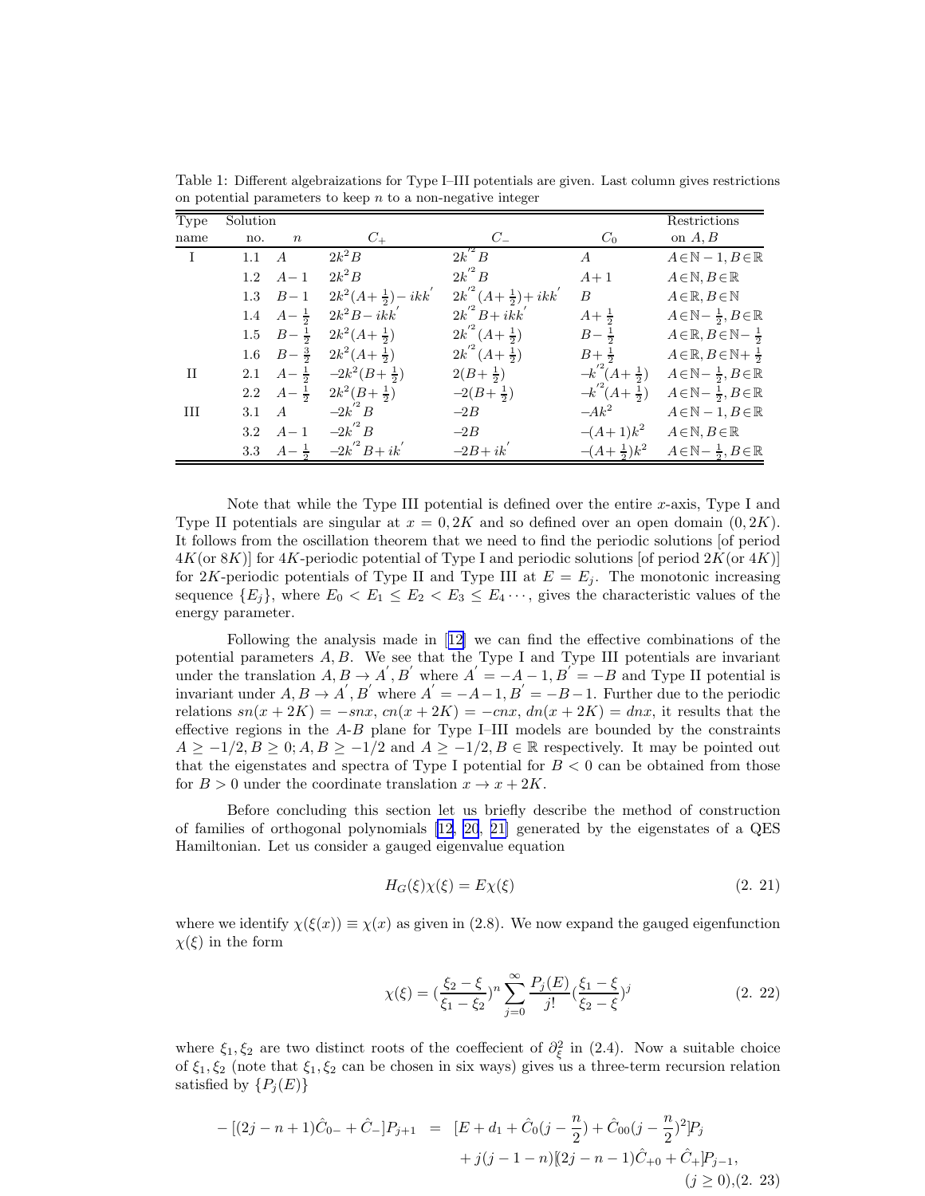Table 1: Different algebraizations for Type I–III potentials are given. Last column gives restrictions on potential parameters to keep $n$ to a non-negative integer

| Type name | Solution no. | $n$ | $C_+$ | $C_-$ | $C_0$ | Restrictions on $A, B$ |
|---|---|---|---|---|---|---|
| I | 1.1 | $A$ | $2k^2B$ | $2k^{'2}B$ | $A$ | $A\in\mathbb{N}-1, B\in\mathbb{R}$ |
| | 1.2 | $A-1$ | $2k^2B$ | $2k^{'2}B$ | $A+1$ | $A\in\mathbb{N}, B\in\mathbb{R}$ |
| | 1.3 | $B-1$ | $2k^2(A+\frac{1}{2})-ikk^{'}$ | $2k^{'2}(A+\frac{1}{2})+ikk^{'}$ | $B$ | $A\in\mathbb{R}, B\in\mathbb{N}$ |
| | 1.4 | $A-\frac{1}{2}$ | $2k^2B-ikk^{'}$ | $2k^{'2}B+ikk^{'}$ | $A+\frac{1}{2}$ | $A\in\mathbb{N}-\frac{1}{2}, B\in\mathbb{R}$ |
| | 1.5 | $B-\frac{1}{2}$ | $2k^2(A+\frac{1}{2})$ | $2k^{'2}(A+\frac{1}{2})$ | $B-\frac{1}{2}$ | $A\in\mathbb{R}, B\in\mathbb{N}-\frac{1}{2}$ |
| | 1.6 | $B-\frac{3}{2}$ | $2k^2(A+\frac{1}{2})$ | $2k^{'2}(A+\frac{1}{2})$ | $B+\frac{1}{2}$ | $A\in\mathbb{R}, B\in\mathbb{N}+\frac{1}{2}$ |
| II | 2.1 | $A-\frac{1}{2}$ | $-2k^2(B+\frac{1}{2})$ | $2(B+\frac{1}{2})$ | $-k^{'2}(A+\frac{1}{2})$ | $A\in\mathbb{N}-\frac{1}{2}, B\in\mathbb{R}$ |
| | 2.2 | $A-\frac{1}{2}$ | $2k^2(B+\frac{1}{2})$ | $-2(B+\frac{1}{2})$ | $-k^{'2}(A+\frac{1}{2})$ | $A\in\mathbb{N}-\frac{1}{2}, B\in\mathbb{R}$ |
| III | 3.1 | $A$ | $-2k^{'2}B$ | $-2B$ | $-Ak^2$ | $A\in\mathbb{N}-1, B\in\mathbb{R}$ |
| | 3.2 | $A-1$ | $-2k^{'2}B$ | $-2B$ | $-(A+1)k^2$ | $A\in\mathbb{N}, B\in\mathbb{R}$ |
| | 3.3 | $A-\frac{1}{2}$ | $-2k^{'2}B+ik^{'}$ | $-2B+ik^{'}$ | $-(A+\frac{1}{2})k^2$ | $A\in\mathbb{N}-\frac{1}{2}, B\in\mathbb{R}$ |

Note that while the Type III potential is defined over the entire $x$-axis, Type I and Type II potentials are singular at $x = 0, 2K$ and so defined over an open domain $(0, 2K)$. It follows from the oscillation theorem that we need to find the periodic solutions [of period $4K$(or $8K$)] for $4K$-periodic potential of Type I and periodic solutions [of period $2K$(or $4K$)] for $2K$-periodic potentials of Type II and Type III at $E = E_j$. The monotonic increasing sequence $\{E_j\}$, where $E_0 < E_1 \le E_2 < E_3 \le E_4 \cdots$, gives the characteristic values of the energy parameter.

Following the analysis made in [12] we can find the effective combinations of the potential parameters $A, B$. We see that the Type I and Type III potentials are invariant under the translation $A, B \to A^{'}, B^{'}$ where $A^{'} = -A-1, B^{'} = -B$ and Type II potential is invariant under $A, B \to A^{'}, B^{'}$ where $A^{'} = -A-1, B^{'} = -B-1$. Further due to the periodic relations $sn(x+2K) = -snx$, $cn(x+2K) = -cnx$, $dn(x+2K) = dnx$, it results that the effective regions in the $A$-$B$ plane for Type I–III models are bounded by the constraints $A \ge -1/2, B \ge 0; A, B \ge -1/2$ and $A \ge -1/2, B \in \mathbb{R}$ respectively. It may be pointed out that the eigenstates and spectra of Type I potential for $B < 0$ can be obtained from those for $B > 0$ under the coordinate translation $x \to x + 2K$.

Before concluding this section let us briefly describe the method of construction of families of orthogonal polynomials [12, 20, 21] generated by the eigenstates of a QES Hamiltonian. Let us consider a gauged eigenvalue equation

$$H_G(\xi)\chi(\xi) = E\chi(\xi) \tag{2. 21}$$

where we identify $\chi(\xi(x)) \equiv \chi(x)$ as given in (2.8). We now expand the gauged eigenfunction $\chi(\xi)$ in the form

$$\chi(\xi) = (\frac{\xi_2 - \xi}{\xi_1 - \xi_2})^n \sum_{j=0}^{\infty} \frac{P_j(E)}{j!} (\frac{\xi_1 - \xi}{\xi_2 - \xi})^j \tag{2. 22}$$

where $\xi_1, \xi_2$ are two distinct roots of the coeffecient of $\partial_\xi^2$ in (2.4). Now a suitable choice of $\xi_1, \xi_2$ (note that $\xi_1, \xi_2$ can be chosen in six ways) gives us a three-term recursion relation satisfied by $\{P_j(E)\}$

$$\begin{aligned} -[(2j-n+1)\hat{C}_{0-} + \hat{C}_-]P_{j+1} &= [E + d_1 + \hat{C}_0(j - \frac{n}{2}) + \hat{C}_{00}(j - \frac{n}{2})^2]P_j \\ &\quad + j(j-1-n)[(2j-n-1)\hat{C}_{+0} + \hat{C}_+]P_{j-1}, \\ &\qquad\qquad (j \ge 0), \end{aligned} \tag{2. 23}$$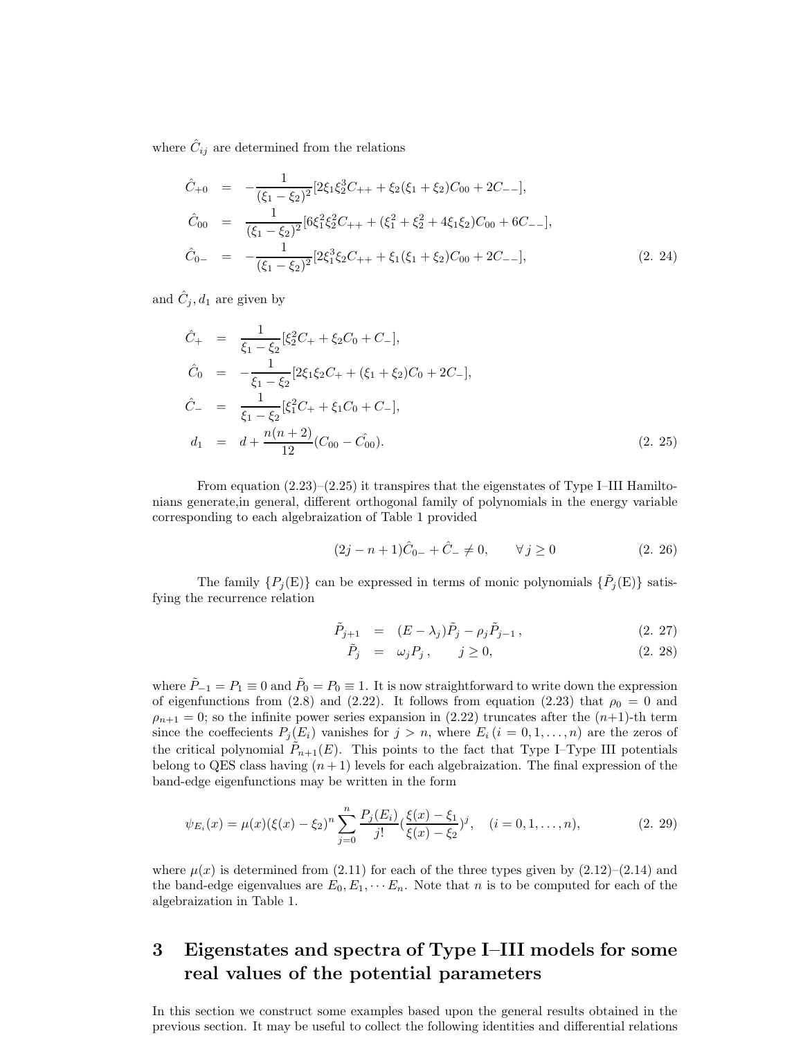where $\hat{C}_{ij}$ are determined from the relations

$$
\begin{aligned}
\hat{C}_{+0} &= -\frac{1}{(\xi_1-\xi_2)^2}[2\xi_1\xi_2^3 C_{++} + \xi_2(\xi_1+\xi_2)C_{00} + 2C_{--}],\\
\hat{C}_{00} &= \frac{1}{(\xi_1-\xi_2)^2}[6\xi_1^2\xi_2^2 C_{++} + (\xi_1^2+\xi_2^2+4\xi_1\xi_2)C_{00} + 6C_{--}],\\
\hat{C}_{0-} &= -\frac{1}{(\xi_1-\xi_2)^2}[2\xi_1^3\xi_2 C_{++} + \xi_1(\xi_1+\xi_2)C_{00} + 2C_{--}],
\end{aligned} \tag{2. 24}
$$

and $\hat{C}_j, d_1$ are given by

$$
\begin{aligned}
\hat{C}_{+} &= \frac{1}{\xi_1-\xi_2}[\xi_2^2 C_{+} + \xi_2 C_0 + C_-],\\
\hat{C}_{0} &= -\frac{1}{\xi_1-\xi_2}[2\xi_1\xi_2 C_{+} + (\xi_1+\xi_2) C_0 + 2C_-],\\
\hat{C}_{-} &= \frac{1}{\xi_1-\xi_2}[\xi_1^2 C_{+} + \xi_1 C_0 + C_-],\\
d_1 &= d + \frac{n(n+2)}{12}(C_{00} - \hat{C_{00}}).
\end{aligned} \tag{2. 25}
$$

From equation (2.23)–(2.25) it transpires that the eigenstates of Type I–III Hamiltonians generate,in general, different orthogonal family of polynomials in the energy variable corresponding to each algebraization of Table 1 provided

$$
(2j-n+1)\hat{C}_{0-} + \hat{C}_- \neq 0, \qquad \forall\, j \geq 0 \tag{2. 26}
$$

The family $\{P_j(\mathrm{E})\}$ can be expressed in terms of monic polynomials $\{\tilde{P}_j(\mathrm{E})\}$ satisfying the recurrence relation

$$
\begin{aligned}
\tilde{P}_{j+1} &= (E-\lambda_j)\tilde{P}_j - \rho_j \tilde{P}_{j-1}\,, && (2.\ 27)\\
\tilde{P}_j &= \omega_j P_j\,, \qquad j \geq 0, && (2.\ 28)
\end{aligned}
$$

where $\tilde{P}_{-1} = P_1 \equiv 0$ and $\tilde{P}_0 = P_0 \equiv 1$. It is now straightforward to write down the expression of eigenfunctions from (2.8) and (2.22). It follows from equation (2.23) that $\rho_0 = 0$ and $\rho_{n+1} = 0$; so the infinite power series expansion in (2.22) truncates after the $(n+1)$-th term since the coeffecients $P_j(E_i)$ vanishes for $j > n$, where $E_i$ $(i = 0, 1, \ldots, n)$ are the zeros of the critical polynomial $\tilde{P}_{n+1}(E)$. This points to the fact that Type I–Type III potentials belong to QES class having $(n+1)$ levels for each algebraization. The final expression of the band-edge eigenfunctions may be written in the form

$$
\psi_{E_i}(x) = \mu(x)(\xi(x)-\xi_2)^n \sum_{j=0}^{n} \frac{P_j(E_i)}{j!}\left(\frac{\xi(x)-\xi_1}{\xi(x)-\xi_2}\right)^j, \quad (i = 0, 1, \ldots, n), \tag{2. 29}
$$

where $\mu(x)$ is determined from (2.11) for each of the three types given by (2.12)–(2.14) and the band-edge eigenvalues are $E_0, E_1, \cdots E_n$. Note that $n$ is to be computed for each of the algebraization in Table 1.

# 3 Eigenstates and spectra of Type I–III models for some real values of the potential parameters

In this section we construct some examples based upon the general results obtained in the previous section. It may be useful to collect the following identities and differential relations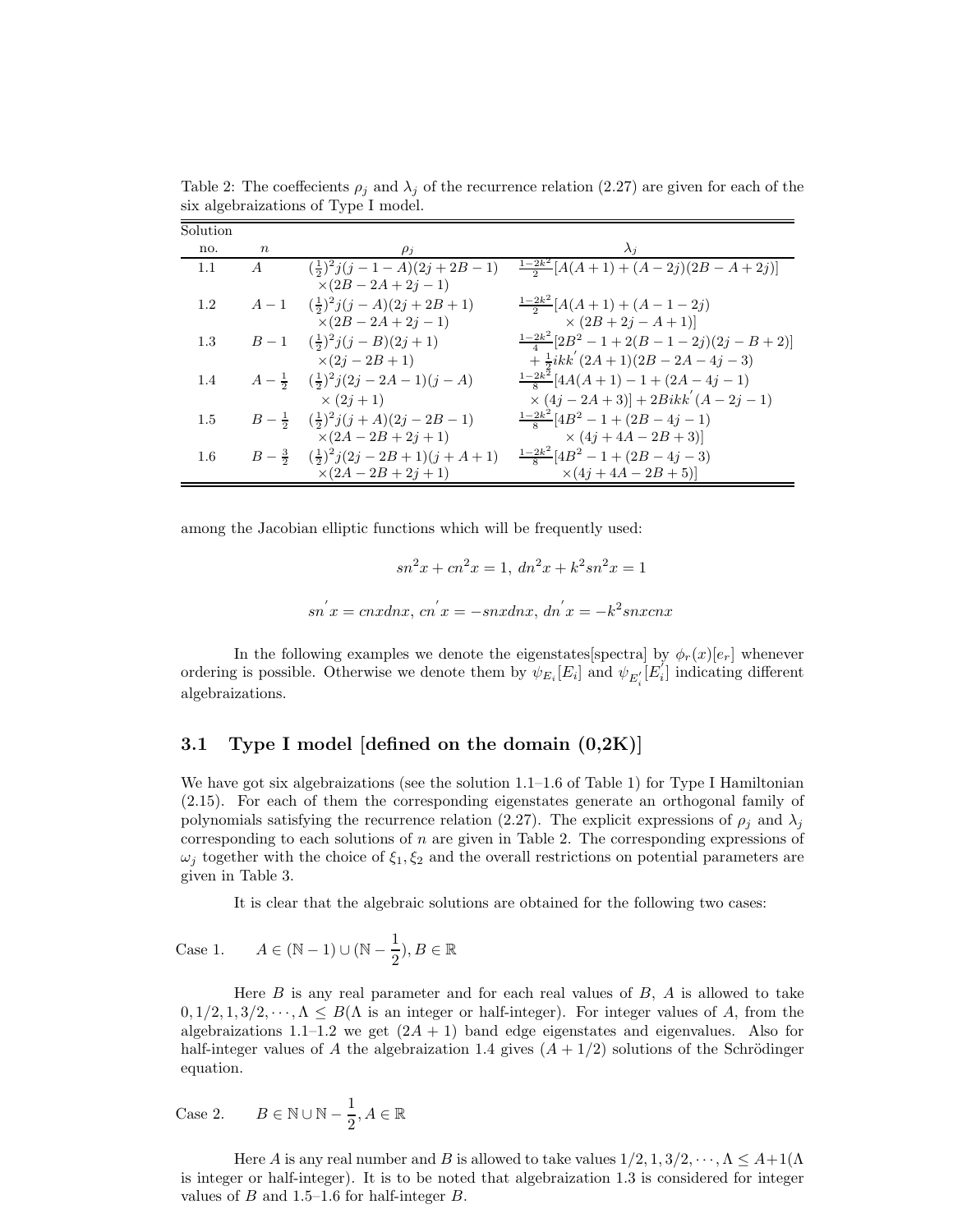Table 2: The coeffecients $\rho_j$ and $\lambda_j$ of the recurrence relation (2.27) are given for each of the six algebraizations of Type I model.

| Solution no. | $n$ | $\rho_j$ | $\lambda_j$ |
|---|---|---|---|
| 1.1 | $A$ | $(\frac{1}{2})^2 j(j-1-A)(2j+2B-1)$ $\times(2B-2A+2j-1)$ | $\frac{1-2k^2}{2}[A(A+1)+(A-2j)(2B-A+2j)]$ |
| 1.2 | $A-1$ | $(\frac{1}{2})^2 j(j-A)(2j+2B+1)$ $\times(2B-2A+2j-1)$ | $\frac{1-2k^2}{2}[A(A+1)+(A-1-2j)$ $\times(2B+2j-A+1)]$ |
| 1.3 | $B-1$ | $(\frac{1}{2})^2 j(j-B)(2j+1)$ $\times(2j-2B+1)$ | $\frac{1-2k^2}{4}[2B^2-1+2(B-1-2j)(2j-B+2)]$ $+\frac{1}{2}ikk'(2A+1)(2B-2A-4j-3)$ |
| 1.4 | $A-\frac{1}{2}$ | $(\frac{1}{2})^2 j(2j-2A-1)(j-A)$ $\times(2j+1)$ | $\frac{1-2k^2}{8}[4A(A+1)-1+(2A-4j-1)$ $\times(4j-2A+3)]+2Bikk'(A-2j-1)$ |
| 1.5 | $B-\frac{1}{2}$ | $(\frac{1}{2})^2 j(j+A)(2j-2B-1)$ $\times(2A-2B+2j+1)$ | $\frac{1-2k^2}{8}[4B^2-1+(2B-4j-1)$ $\times(4j+4A-2B+3)]$ |
| 1.6 | $B-\frac{3}{2}$ | $(\frac{1}{2})^2 j(2j-2B+1)(j+A+1)$ $\times(2A-2B+2j+1)$ | $\frac{1-2k^2}{8}[4B^2-1+(2B-4j-3)$ $\times(4j+4A-2B+5)]$ |

among the Jacobian elliptic functions which will be frequently used:

$$sn^2x + cn^2x = 1,\ dn^2x + k^2sn^2x = 1$$

$$sn'x = cnxdnx,\ cn'x = -snxdnx,\ dn'x = -k^2snxcnx$$

In the following examples we denote the eigenstates[spectra] by $\phi_r(x)[e_r]$ whenever ordering is possible. Otherwise we denote them by $\psi_{E_i}[E_i]$ and $\psi_{E_i'}[E_i']$ indicating different algebraizations.

### 3.1 Type I model [defined on the domain (0,2K)]

We have got six algebraizations (see the solution 1.1–1.6 of Table 1) for Type I Hamiltonian (2.15). For each of them the corresponding eigenstates generate an orthogonal family of polynomials satisfying the recurrence relation (2.27). The explicit expressions of $\rho_j$ and $\lambda_j$ corresponding to each solutions of $n$ are given in Table 2. The corresponding expressions of $\omega_j$ together with the choice of $\xi_1, \xi_2$ and the overall restrictions on potential parameters are given in Table 3.

It is clear that the algebraic solutions are obtained for the following two cases:

Case 1. $\quad A \in (\mathbb{N}-1) \cup (\mathbb{N}-\frac{1}{2}), B \in \mathbb{R}$

Here $B$ is any real parameter and for each real values of $B$, $A$ is allowed to take $0, 1/2, 1, 3/2, \cdots, \Lambda \leq B(\Lambda$ is an integer or half-integer). For integer values of $A$, from the algebraizations 1.1–1.2 we get $(2A+1)$ band edge eigenstates and eigenvalues. Also for half-integer values of $A$ the algebraization 1.4 gives $(A+1/2)$ solutions of the Schrödinger equation.

Case 2. $\quad B \in \mathbb{N} \cup \mathbb{N}-\frac{1}{2}, A \in \mathbb{R}$

Here $A$ is any real number and $B$ is allowed to take values $1/2, 1, 3/2, \cdots, \Lambda \leq A+1(\Lambda$ is integer or half-integer). It is to be noted that algebraization 1.3 is considered for integer values of $B$ and 1.5–1.6 for half-integer $B$.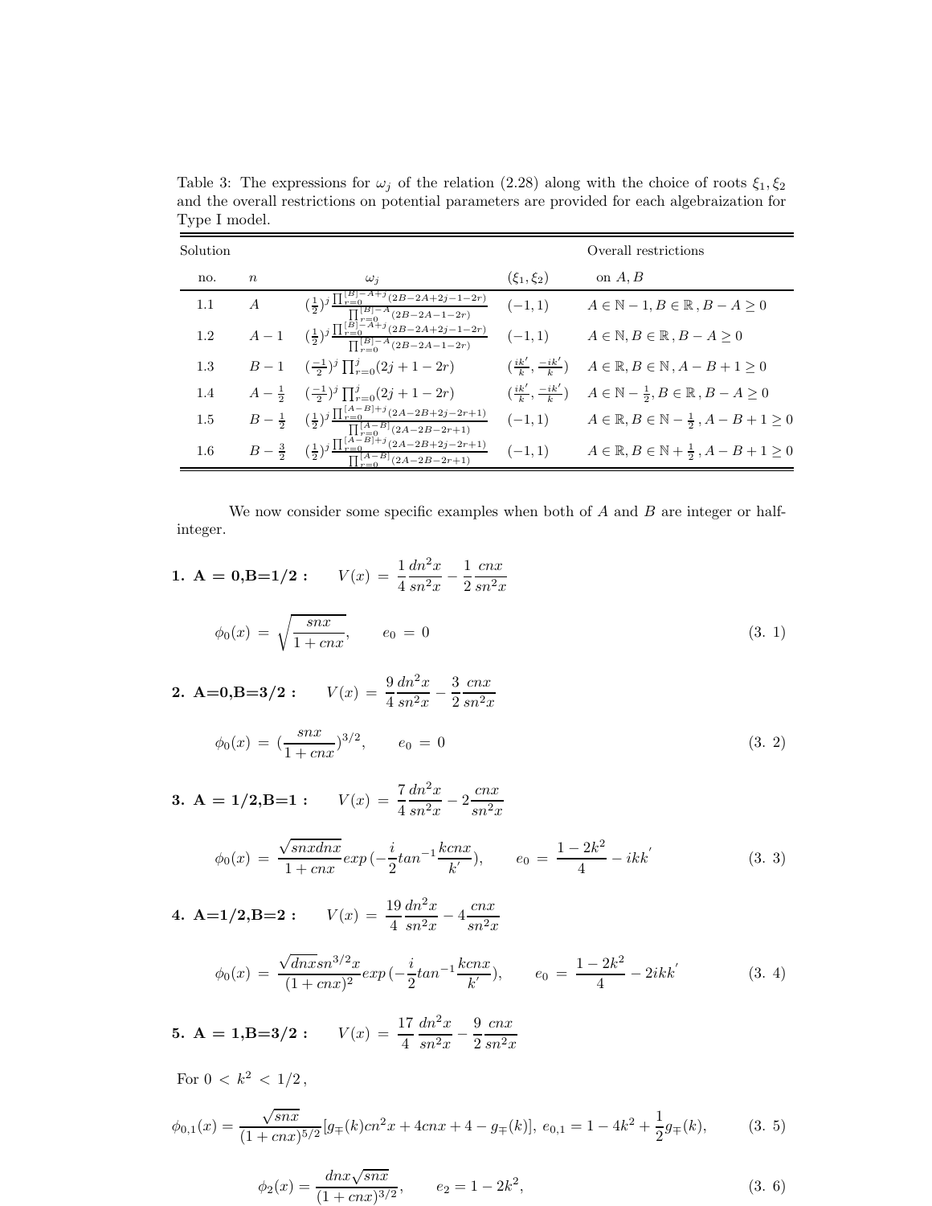Table 3: The expressions for $\omega_j$ of the relation (2.28) along with the choice of roots $\xi_1, \xi_2$ and the overall restrictions on potential parameters are provided for each algebraization for Type I model.

| Solution no. | $n$ | $\omega_j$ | $(\xi_1, \xi_2)$ | Overall restrictions on $A, B$ |
|---|---|---|---|---|
| 1.1 | $A$ | $(\frac{1}{2})^j \frac{\prod_{r=0}^{[B]-A+j}(2B-2A+2j-1-2r)}{\prod_{r=0}^{[B]-A}(2B-2A-1-2r)}$ | $(-1,1)$ | $A \in \mathbb{N}-1, B \in \mathbb{R}, B-A \geq 0$ |
| 1.2 | $A-1$ | $(\frac{1}{2})^j \frac{\prod_{r=0}^{[B]-A+j}(2B-2A+2j-1-2r)}{\prod_{r=0}^{[B]-A}(2B-2A-1-2r)}$ | $(-1,1)$ | $A \in \mathbb{N}, B \in \mathbb{R}, B-A \geq 0$ |
| 1.3 | $B-1$ | $(\frac{-1}{2})^j \prod_{r=0}^{j}(2j+1-2r)$ | $(\frac{ik'}{k}, \frac{-ik'}{k})$ | $A \in \mathbb{R}, B \in \mathbb{N}, A-B+1 \geq 0$ |
| 1.4 | $A-\frac{1}{2}$ | $(\frac{-1}{2})^j \prod_{r=0}^{j}(2j+1-2r)$ | $(\frac{ik'}{k}, \frac{-ik'}{k})$ | $A \in \mathbb{N}-\frac{1}{2}, B \in \mathbb{R}, B-A \geq 0$ |
| 1.5 | $B-\frac{1}{2}$ | $(\frac{1}{2})^j \frac{\prod_{r=0}^{[A-B]+j}(2A-2B+2j-2r+1)}{\prod_{r=0}^{[A-B]}(2A-2B-2r+1)}$ | $(-1,1)$ | $A \in \mathbb{R}, B \in \mathbb{N}-\frac{1}{2}, A-B+1 \geq 0$ |
| 1.6 | $B-\frac{3}{2}$ | $(\frac{1}{2})^j \frac{\prod_{r=0}^{[A-B]+j}(2A-2B+2j-2r+1)}{\prod_{r=0}^{[A-B]}(2A-2B-2r+1)}$ | $(-1,1)$ | $A \in \mathbb{R}, B \in \mathbb{N}+\frac{1}{2}, A-B+1 \geq 0$ |

We now consider some specific examples when both of $A$ and $B$ are integer or half-integer.

**1. A = 0,B=1/2 :** $\quad V(x) = \frac{1}{4}\frac{dn^2x}{sn^2x} - \frac{1}{2}\frac{cnx}{sn^2x}$

$$\phi_0(x) = \sqrt{\frac{snx}{1+cnx}}, \qquad e_0 = 0 \tag{3. 1}$$

**2. A=0,B=3/2 :** $\quad V(x) = \frac{9}{4}\frac{dn^2x}{sn^2x} - \frac{3}{2}\frac{cnx}{sn^2x}$

$$\phi_0(x) = (\frac{snx}{1+cnx})^{3/2}, \qquad e_0 = 0 \tag{3. 2}$$

**3. A = 1/2,B=1 :** $\quad V(x) = \frac{7}{4}\frac{dn^2x}{sn^2x} - 2\frac{cnx}{sn^2x}$

$$\phi_0(x) = \frac{\sqrt{snxdnx}}{1+cnx}exp\,(-\frac{i}{2}tan^{-1}\frac{kcnx}{k'}), \qquad e_0 = \frac{1-2k^2}{4} - ikk' \tag{3. 3}$$

**4. A=1/2,B=2 :** $\quad V(x) = \frac{19}{4}\frac{dn^2x}{sn^2x} - 4\frac{cnx}{sn^2x}$

$$\phi_0(x) = \frac{\sqrt{dnx}sn^{3/2}x}{(1+cnx)^2}exp\,(-\frac{i}{2}tan^{-1}\frac{kcnx}{k'}), \qquad e_0 = \frac{1-2k^2}{4} - 2ikk' \tag{3. 4}$$

**5. A = 1,B=3/2 :** $\quad V(x) = \frac{17}{4}\frac{dn^2x}{sn^2x} - \frac{9}{2}\frac{cnx}{sn^2x}$

For $0 < k^2 < 1/2$,

$$\phi_{0,1}(x) = \frac{\sqrt{snx}}{(1+cnx)^{5/2}}[g_{\mp}(k)cn^2x + 4cnx + 4 - g_{\mp}(k)],\; e_{0,1} = 1 - 4k^2 + \frac{1}{2}g_{\mp}(k), \tag{3. 5}$$

$$\phi_2(x) = \frac{dnx\sqrt{snx}}{(1+cnx)^{3/2}}, \qquad e_2 = 1 - 2k^2, \tag{3. 6}$$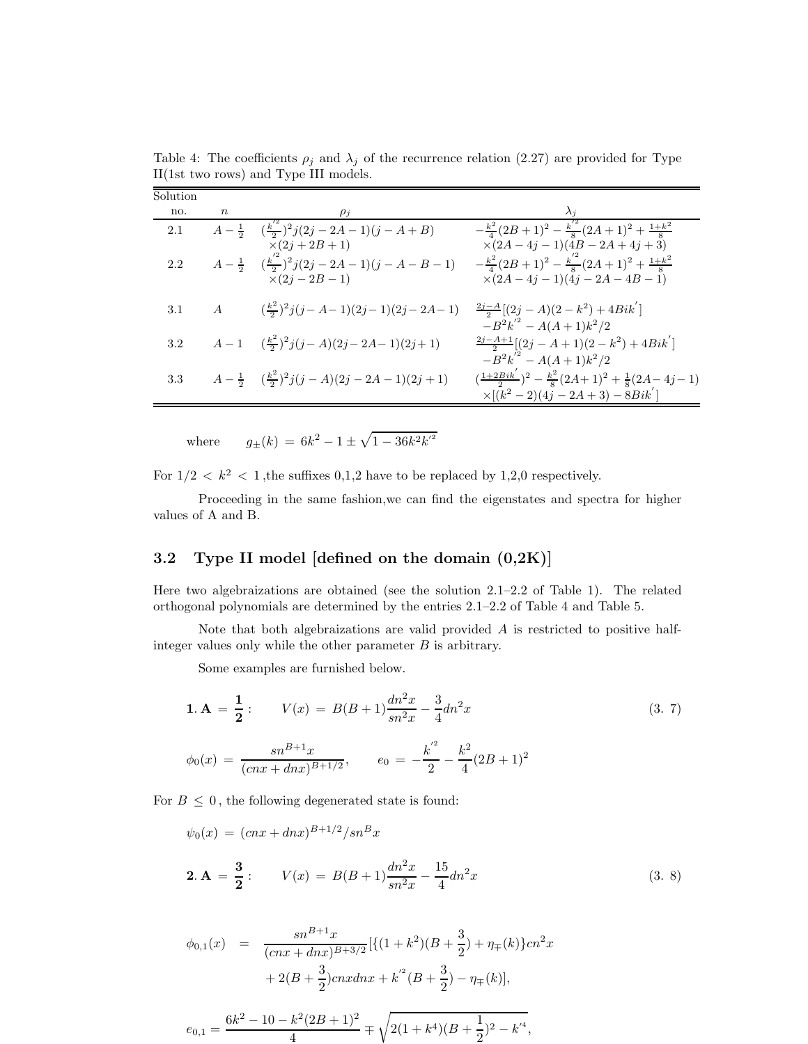Table 4: The coefficients $\rho_j$ and $\lambda_j$ of the recurrence relation (2.27) are provided for Type II(1st two rows) and Type III models.

| Solution no. | $n$ | $\rho_j$ | $\lambda_j$ |
|---|---|---|---|
| 2.1 | $A-\frac{1}{2}$ | $(\frac{k'^2}{2})^2 j(2j-2A-1)(j-A+B)$ $\times(2j+2B+1)$ | $-\frac{k^2}{4}(2B+1)^2-\frac{k'^2}{8}(2A+1)^2+\frac{1+k^2}{8}$ $\times(2A-4j-1)(4B-2A+4j+3)$ |
| 2.2 | $A-\frac{1}{2}$ | $(\frac{k'^2}{2})^2 j(2j-2A-1)(j-A-B-1)$ $\times(2j-2B-1)$ | $-\frac{k^2}{4}(2B+1)^2-\frac{k'^2}{8}(2A+1)^2+\frac{1+k^2}{8}$ $\times(2A-4j-1)(4j-2A-4B-1)$ |
| 3.1 | $A$ | $(\frac{k^2}{2})^2 j(j-A-1)(2j-1)(2j-2A-1)$ | $\frac{2j-A}{2}[(2j-A)(2-k^2)+4Bik']$ $-B^2k'^2-A(A+1)k^2/2$ |
| 3.2 | $A-1$ | $(\frac{k^2}{2})^2 j(j-A)(2j-2A-1)(2j+1)$ | $\frac{2j-A+1}{2}[(2j-A+1)(2-k^2)+4Bik']$ $-B^2k'^2-A(A+1)k^2/2$ |
| 3.3 | $A-\frac{1}{2}$ | $(\frac{k^2}{2})^2 j(j-A)(2j-2A-1)(2j+1)$ | $(\frac{1+2Bik'}{2})^2-\frac{k^2}{8}(2A+1)^2+\frac{1}{8}(2A-4j-1)$ $\times[(k^2-2)(4j-2A+3)-8Bik']$ |

where $\quad g_{\pm}(k) = 6k^2 - 1 \pm \sqrt{1-36k^2k'^2}$

For $1/2 < k^2 < 1$, the suffixes 0,1,2 have to be replaced by 1,2,0 respectively.

Proceeding in the same fashion, we can find the eigenstates and spectra for higher values of A and B.

### 3.2 Type II model [defined on the domain (0,2K)]

Here two algebraizations are obtained (see the solution 2.1–2.2 of Table 1). The related orthogonal polynomials are determined by the entries 2.1–2.2 of Table 4 and Table 5.

Note that both algebraizations are valid provided $A$ is restricted to positive half-integer values only while the other parameter $B$ is arbitrary.

Some examples are furnished below.

**1.** $\mathbf{A = \frac{1}{2}}$ :

$$V(x) = B(B+1)\frac{dn^2x}{sn^2x} - \frac{3}{4}dn^2x \tag{3. 7}$$

$$\phi_0(x) = \frac{sn^{B+1}x}{(cnx+dnx)^{B+1/2}}, \qquad e_0 = -\frac{k'^2}{2} - \frac{k^2}{4}(2B+1)^2$$

For $B \leq 0$, the following degenerated state is found:

$$\psi_0(x) = (cnx+dnx)^{B+1/2}/sn^Bx$$

**2.** $\mathbf{A = \frac{3}{2}}$ :

$$V(x) = B(B+1)\frac{dn^2x}{sn^2x} - \frac{15}{4}dn^2x \tag{3. 8}$$

$$\begin{aligned}\phi_{0,1}(x) &= \frac{sn^{B+1}x}{(cnx+dnx)^{B+3/2}}[\{(1+k^2)(B+\frac{3}{2})+\eta_{\mp}(k)\}cn^2x \\ &\quad + 2(B+\frac{3}{2})cnxdnx + k'^2(B+\frac{3}{2}) - \eta_{\mp}(k)],\end{aligned}$$

$$e_{0,1} = \frac{6k^2-10-k^2(2B+1)^2}{4} \mp \sqrt{2(1+k^4)(B+\frac{1}{2})^2 - k'^4},$$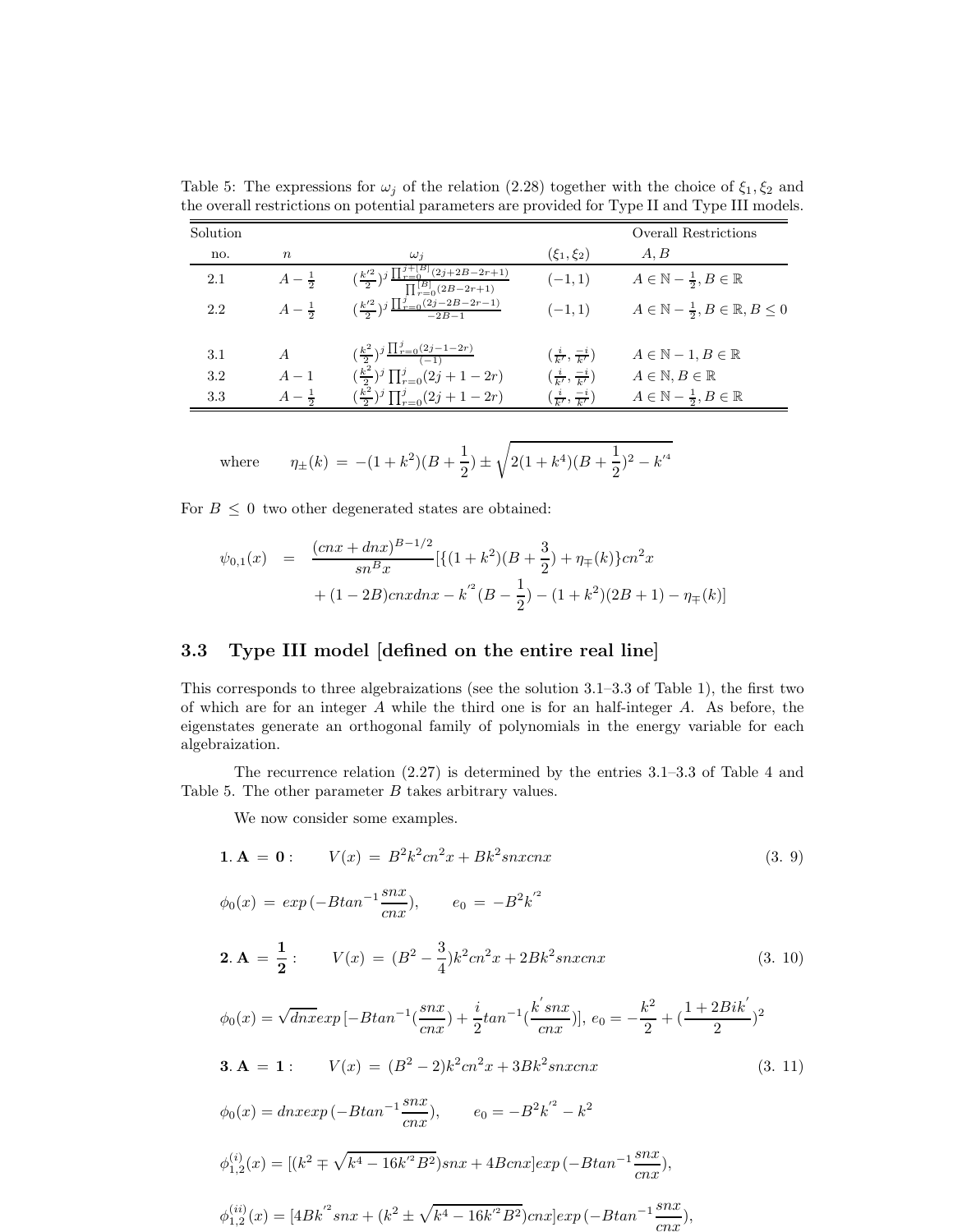Table 5: The expressions for $\omega_j$ of the relation (2.28) together with the choice of $\xi_1, \xi_2$ and the overall restrictions on potential parameters are provided for Type II and Type III models.

| Solution no. | $n$ | $\omega_j$ | $(\xi_1, \xi_2)$ | Overall Restrictions $A, B$ |
|---|---|---|---|---|
| 2.1 | $A-\frac{1}{2}$ | $(\frac{k'^2}{2})^j \frac{\prod_{r=0}^{j+[B]}(2j+2B-2r+1)}{\prod_{r=0}^{[B]}(2B-2r+1)}$ | $(-1,1)$ | $A \in \mathbb{N}-\frac{1}{2}, B \in \mathbb{R}$ |
| 2.2 | $A-\frac{1}{2}$ | $(\frac{k'^2}{2})^j \frac{\prod_{r=0}^{j}(2j-2B-2r-1)}{-2B-1}$ | $(-1,1)$ | $A \in \mathbb{N}-\frac{1}{2}, B \in \mathbb{R}, B \leq 0$ |
| 3.1 | $A$ | $(\frac{k^2}{2})^j \frac{\prod_{r=0}^{j}(2j-1-2r)}{(-1)}$ | $(\frac{i}{k'}, \frac{-i}{k'})$ | $A \in \mathbb{N}-1, B \in \mathbb{R}$ |
| 3.2 | $A-1$ | $(\frac{k^2}{2})^j \prod_{r=0}^{j}(2j+1-2r)$ | $(\frac{i}{k'}, \frac{-i}{k'})$ | $A \in \mathbb{N}, B \in \mathbb{R}$ |
| 3.3 | $A-\frac{1}{2}$ | $(\frac{k^2}{2})^j \prod_{r=0}^{j}(2j+1-2r)$ | $(\frac{i}{k'}, \frac{-i}{k'})$ | $A \in \mathbb{N}-\frac{1}{2}, B \in \mathbb{R}$ |

$$\text{where} \qquad \eta_{\pm}(k) \;=\; -(1+k^2)(B+\frac{1}{2}) \pm \sqrt{2(1+k^4)(B+\frac{1}{2})^2 - k'^4}$$

For $B \leq 0$ two other degenerated states are obtained:

$$\begin{aligned}\psi_{0,1}(x) \;&=\; \frac{(cnx+dnx)^{B-1/2}}{sn^B x}[\{(1+k^2)(B+\frac{3}{2})+\eta_{\mp}(k)\}cn^2x \\ &+ (1-2B)cnxdnx - k'^2(B-\frac{1}{2}) - (1+k^2)(2B+1) - \eta_{\mp}(k)]\end{aligned}$$

### 3.3 Type III model [defined on the entire real line]

This corresponds to three algebraizations (see the solution 3.1–3.3 of Table 1), the first two of which are for an integer $A$ while the third one is for an half-integer $A$. As before, the eigenstates generate an orthogonal family of polynomials in the energy variable for each algebraization.

The recurrence relation (2.27) is determined by the entries 3.1–3.3 of Table 4 and Table 5. The other parameter $B$ takes arbitrary values.

We now consider some examples.

$$\mathbf{1.\,A\;=\;0:} \qquad V(x) \;=\; B^2k^2cn^2x + Bk^2snxcnx \tag{3. 9}$$

$$\phi_0(x) \;=\; exp\,(-Btan^{-1}\frac{snx}{cnx}), \qquad e_0 \;=\; -B^2k'^2$$

$$\mathbf{2.\,A\;=\;\frac{1}{2}:} \qquad V(x) \;=\; (B^2-\frac{3}{4})k^2cn^2x + 2Bk^2snxcnx \tag{3. 10}$$

$$\phi_0(x) = \sqrt{dnx}exp\,[-Btan^{-1}(\frac{snx}{cnx}) + \frac{i}{2}tan^{-1}(\frac{k'snx}{cnx})],\; e_0 = -\frac{k^2}{2} + (\frac{1+2Bik'}{2})^2$$

$$\mathbf{3.\,A\;=\;1:} \qquad V(x) \;=\; (B^2-2)k^2cn^2x + 3Bk^2snxcnx \tag{3. 11}$$

$$\phi_0(x) = dnxexp\,(-Btan^{-1}\frac{snx}{cnx}), \qquad e_0 = -B^2k'^2 - k^2$$

$$\phi_{1,2}^{(i)}(x) = [(k^2 \mp \sqrt{k^4-16k'^2B^2})snx + 4Bcnx]exp\,(-Btan^{-1}\frac{snx}{cnx}),$$

$$\phi_{1,2}^{(ii)}(x) = [4Bk'^2snx + (k^2 \pm \sqrt{k^4-16k'^2B^2})cnx]exp\,(-Btan^{-1}\frac{snx}{cnx}),$$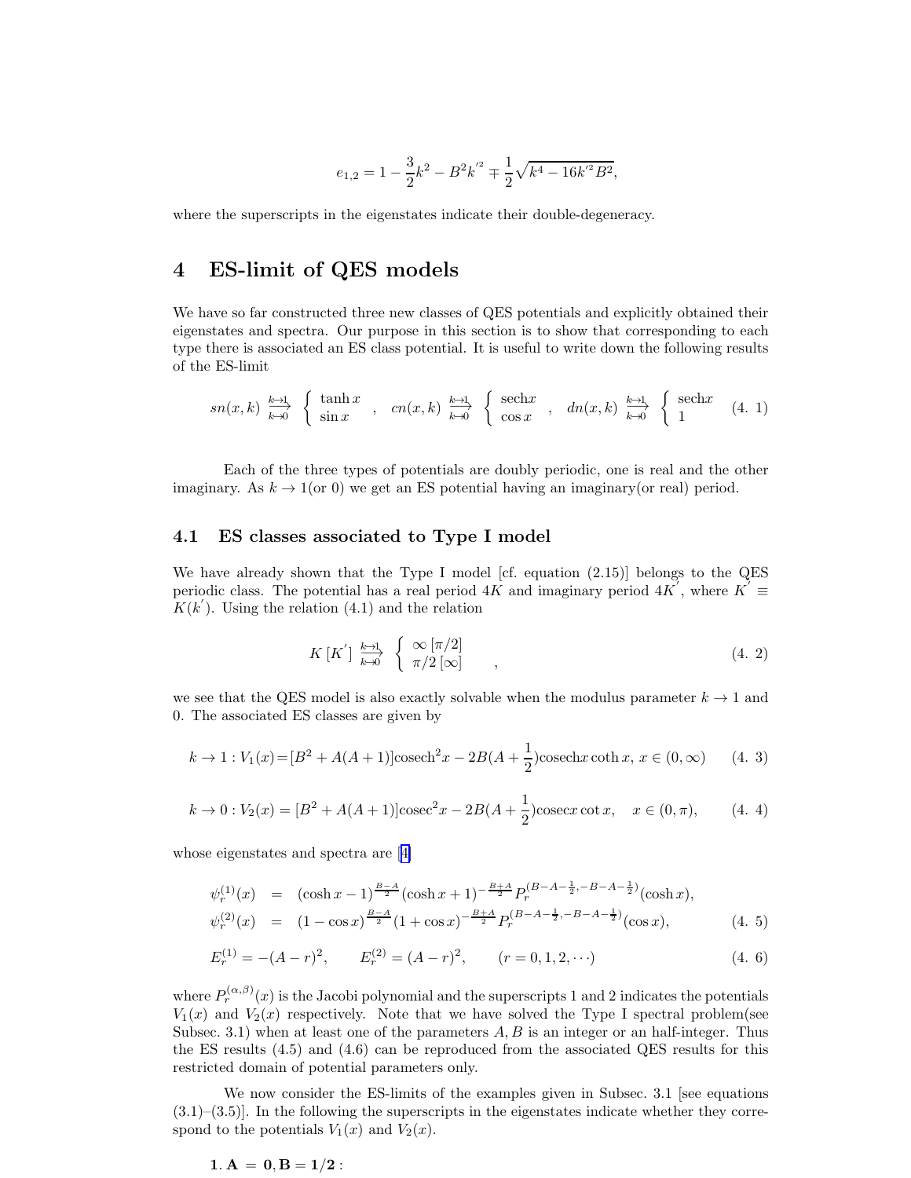$$e_{1,2} = 1 - \frac{3}{2}k^2 - B^2 k^{'2} \mp \frac{1}{2}\sqrt{k^4 - 16k^{'2}B^2},$$

where the superscripts in the eigenstates indicate their double-degeneracy.

# 4 ES-limit of QES models

We have so far constructed three new classes of QES potentials and explicitly obtained their eigenstates and spectra. Our purpose in this section is to show that corresponding to each type there is associated an ES class potential. It is useful to write down the following results of the ES-limit

$$sn(x,k) \underset{k \to 0}{\overset{k \to 1}{\longrightarrow}} \left\{ \begin{array}{l} \tanh x \\ \sin x \end{array} \right. , \quad cn(x,k) \underset{k \to 0}{\overset{k \to 1}{\longrightarrow}} \left\{ \begin{array}{l} \text{sech} x \\ \cos x \end{array} \right. , \quad dn(x,k) \underset{k \to 0}{\overset{k \to 1}{\longrightarrow}} \left\{ \begin{array}{l} \text{sech} x \\ 1 \end{array} \right. \quad (4.\ 1)$$

Each of the three types of potentials are doubly periodic, one is real and the other imaginary. As $k \to 1$(or 0) we get an ES potential having an imaginary(or real) period.

## 4.1 ES classes associated to Type I model

We have already shown that the Type I model [cf. equation (2.15)] belongs to the QES periodic class. The potential has a real period $4K$ and imaginary period $4K^{'}$, where $K^{'} \equiv K(k^{'})$. Using the relation (4.1) and the relation

$$K\,[K^{'}] \underset{k \to 0}{\overset{k \to 1}{\longrightarrow}} \left\{ \begin{array}{l} \infty\,[\pi/2] \\ \pi/2\,[\infty] \end{array} \right. , \quad (4.\ 2)$$

we see that the QES model is also exactly solvable when the modulus parameter $k \to 1$ and 0. The associated ES classes are given by

$$k \to 1 : V_1(x) = [B^2 + A(A+1)]\text{cosech}^2 x - 2B(A + \frac{1}{2})\text{cosech}x \coth x, \; x \in (0, \infty) \quad (4.\ 3)$$

$$k \to 0 : V_2(x) = [B^2 + A(A+1)]\text{cosec}^2 x - 2B(A + \frac{1}{2})\text{cosec}x \cot x, \quad x \in (0, \pi), \quad (4.\ 4)$$

whose eigenstates and spectra are [4]

$$\begin{aligned} \psi_r^{(1)}(x) &= (\cosh x - 1)^{\frac{B-A}{2}} (\cosh x + 1)^{-\frac{B+A}{2}} P_r^{(B-A-\frac{1}{2}, -B-A-\frac{1}{2})}(\cosh x), \\ \psi_r^{(2)}(x) &= (1 - \cos x)^{\frac{B-A}{2}} (1 + \cos x)^{-\frac{B+A}{2}} P_r^{(B-A-\frac{1}{2}, -B-A-\frac{1}{2})}(\cos x), \end{aligned} \quad (4.\ 5)$$

$$E_r^{(1)} = -(A-r)^2, \qquad E_r^{(2)} = (A-r)^2, \qquad (r = 0, 1, 2, \cdots) \quad (4.\ 6)$$

where $P_r^{(\alpha,\beta)}(x)$ is the Jacobi polynomial and the superscripts 1 and 2 indicates the potentials $V_1(x)$ and $V_2(x)$ respectively. Note that we have solved the Type I spectral problem(see Subsec. 3.1) when at least one of the parameters $A, B$ is an integer or an half-integer. Thus the ES results (4.5) and (4.6) can be reproduced from the associated QES results for this restricted domain of potential parameters only.

We now consider the ES-limits of the examples given in Subsec. 3.1 [see equations (3.1)–(3.5)]. In the following the superscripts in the eigenstates indicate whether they correspond to the potentials $V_1(x)$ and $V_2(x)$.

**1. $\mathbf{A = 0, B = 1/2}$ :**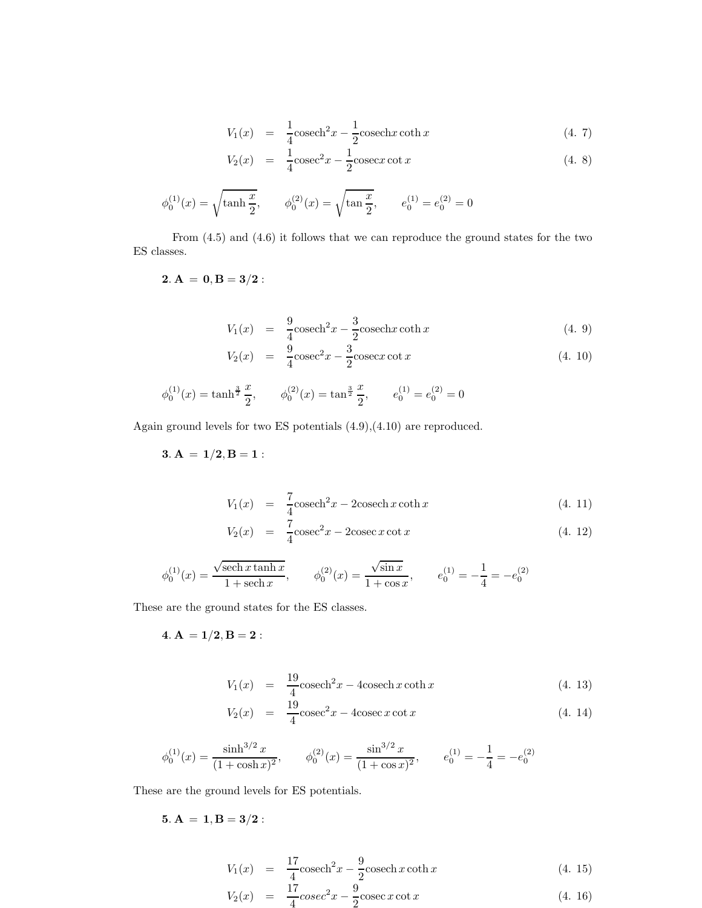$$V_1(x) = \frac{1}{4}\text{cosech}^2 x - \frac{1}{2}\text{cosech} x \coth x \quad (4.\ 7)$$

$$V_2(x) = \frac{1}{4}\text{cosec}^2 x - \frac{1}{2}\text{cosec} x \cot x \quad (4.\ 8)$$

$$\phi_0^{(1)}(x) = \sqrt{\tanh\frac{x}{2}}, \qquad \phi_0^{(2)}(x) = \sqrt{\tan\frac{x}{2}}, \qquad e_0^{(1)} = e_0^{(2)} = 0$$

From (4.5) and (4.6) it follows that we can reproduce the ground states for the two ES classes.

**2. A = 0, B = 3/2 :**

$$V_1(x) = \frac{9}{4}\text{cosech}^2 x - \frac{3}{2}\text{cosech} x \coth x \quad (4.\ 9)$$

$$V_2(x) = \frac{9}{4}\text{cosec}^2 x - \frac{3}{2}\text{cosec} x \cot x \quad (4.\ 10)$$

$$\phi_0^{(1)}(x) = \tanh^{\frac{3}{2}}\frac{x}{2}, \qquad \phi_0^{(2)}(x) = \tan^{\frac{3}{2}}\frac{x}{2}, \qquad e_0^{(1)} = e_0^{(2)} = 0$$

Again ground levels for two ES potentials (4.9),(4.10) are reproduced.

**3. A = 1/2, B = 1 :**

$$V_1(x) = \frac{7}{4}\text{cosech}^2 x - 2\text{cosech}\, x \coth x \quad (4.\ 11)$$

$$V_2(x) = \frac{7}{4}\text{cosec}^2 x - 2\text{cosec}\, x \cot x \quad (4.\ 12)$$

$$\phi_0^{(1)}(x) = \frac{\sqrt{\text{sech}\, x \tanh x}}{1 + \text{sech}\, x}, \qquad \phi_0^{(2)}(x) = \frac{\sqrt{\sin x}}{1 + \cos x}, \qquad e_0^{(1)} = -\frac{1}{4} = -e_0^{(2)}$$

These are the ground states for the ES classes.

**4. A = 1/2, B = 2 :**

$$V_1(x) = \frac{19}{4}\text{cosech}^2 x - 4\text{cosech}\, x \coth x \quad (4.\ 13)$$

$$V_2(x) = \frac{19}{4}\text{cosec}^2 x - 4\text{cosec}\, x \cot x \quad (4.\ 14)$$

$$\phi_0^{(1)}(x) = \frac{\sinh^{3/2} x}{(1 + \cosh x)^2}, \qquad \phi_0^{(2)}(x) = \frac{\sin^{3/2} x}{(1 + \cos x)^2}, \qquad e_0^{(1)} = -\frac{1}{4} = -e_0^{(2)}$$

These are the ground levels for ES potentials.

**5. A = 1, B = 3/2 :**

$$V_1(x) = \frac{17}{4}\text{cosech}^2 x - \frac{9}{2}\text{cosech}\, x \coth x \quad (4.\ 15)$$

$$V_2(x) = \frac{17}{4} cosec^2 x - \frac{9}{2}\text{cosec}\, x \cot x \quad (4.\ 16)$$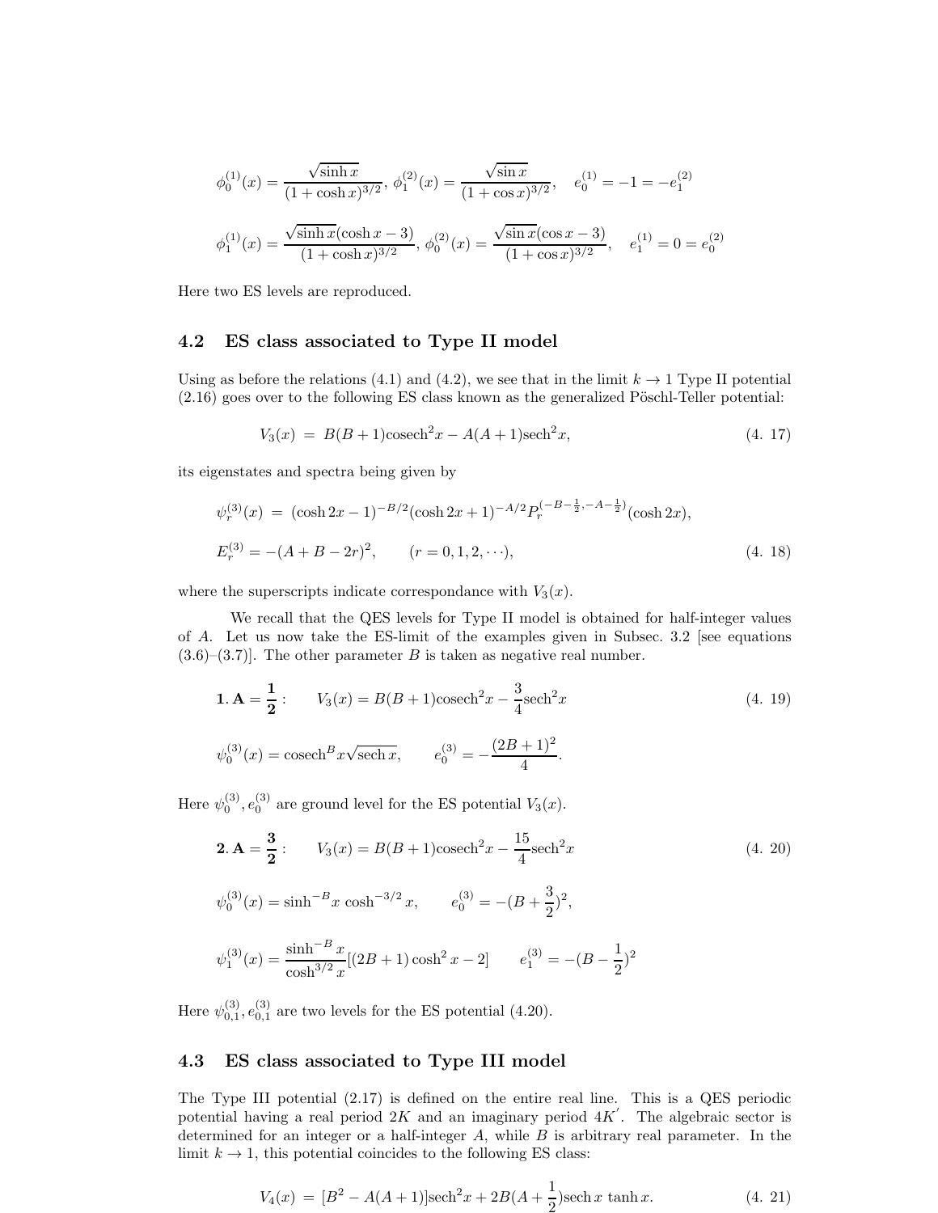$$\phi_0^{(1)}(x) = \frac{\sqrt{\sinh x}}{(1+\cosh x)^{3/2}},\ \phi_1^{(2)}(x) = \frac{\sqrt{\sin x}}{(1+\cos x)^{3/2}}, \quad e_0^{(1)} = -1 = -e_1^{(2)}$$

$$\phi_1^{(1)}(x) = \frac{\sqrt{\sinh x}(\cosh x - 3)}{(1+\cosh x)^{3/2}},\ \phi_0^{(2)}(x) = \frac{\sqrt{\sin x}(\cos x - 3)}{(1+\cos x)^{3/2}}, \quad e_1^{(1)} = 0 = e_0^{(2)}$$

Here two ES levels are reproduced.

## 4.2 ES class associated to Type II model

Using as before the relations (4.1) and (4.2), we see that in the limit $k \to 1$ Type II potential (2.16) goes over to the following ES class known as the generalized Pöschl-Teller potential:

$$V_3(x) \ = \ B(B+1)\mathrm{cosech}^2 x - A(A+1)\mathrm{sech}^2 x, \tag{4. 17}$$

its eigenstates and spectra being given by

$$\psi_r^{(3)}(x) \ = \ (\cosh 2x - 1)^{-B/2}(\cosh 2x + 1)^{-A/2} P_r^{(-B-\frac{1}{2},-A-\frac{1}{2})}(\cosh 2x),$$

$$E_r^{(3)} = -(A+B-2r)^2, \qquad (r = 0, 1, 2, \cdots), \tag{4. 18}$$

where the superscripts indicate correspondance with $V_3(x)$.

We recall that the QES levels for Type II model is obtained for half-integer values of $A$. Let us now take the ES-limit of the examples given in Subsec. 3.2 [see equations (3.6)–(3.7)]. The other parameter $B$ is taken as negative real number.

$$\mathbf{1.\, A = \frac{1}{2}}: \qquad V_3(x) = B(B+1)\mathrm{cosech}^2 x - \frac{3}{4}\mathrm{sech}^2 x \tag{4. 19}$$

$$\psi_0^{(3)}(x) = \mathrm{cosech}^B x\sqrt{\mathrm{sech}\, x}, \qquad e_0^{(3)} = -\frac{(2B+1)^2}{4}.$$

Here $\psi_0^{(3)}, e_0^{(3)}$ are ground level for the ES potential $V_3(x)$.

$$\mathbf{2.\, A = \frac{3}{2}}: \qquad V_3(x) = B(B+1)\mathrm{cosech}^2 x - \frac{15}{4}\mathrm{sech}^2 x \tag{4. 20}$$

$$\psi_0^{(3)}(x) = \sinh^{-B} x\, \cosh^{-3/2} x, \qquad e_0^{(3)} = -(B+\frac{3}{2})^2,$$

$$\psi_1^{(3)}(x) = \frac{\sinh^{-B} x}{\cosh^{3/2} x}[(2B+1)\cosh^2 x - 2] \qquad e_1^{(3)} = -(B-\frac{1}{2})^2$$

Here $\psi_{0,1}^{(3)}, e_{0,1}^{(3)}$ are two levels for the ES potential (4.20).

## 4.3 ES class associated to Type III model

The Type III potential (2.17) is defined on the entire real line. This is a QES periodic potential having a real period $2K$ and an imaginary period $4K'$. The algebraic sector is determined for an integer or a half-integer $A$, while $B$ is arbitrary real parameter. In the limit $k \to 1$, this potential coincides to the following ES class:

$$V_4(x) \ = \ [B^2 - A(A+1)]\mathrm{sech}^2 x + 2B(A+\frac{1}{2})\mathrm{sech}\, x \tanh x. \tag{4. 21}$$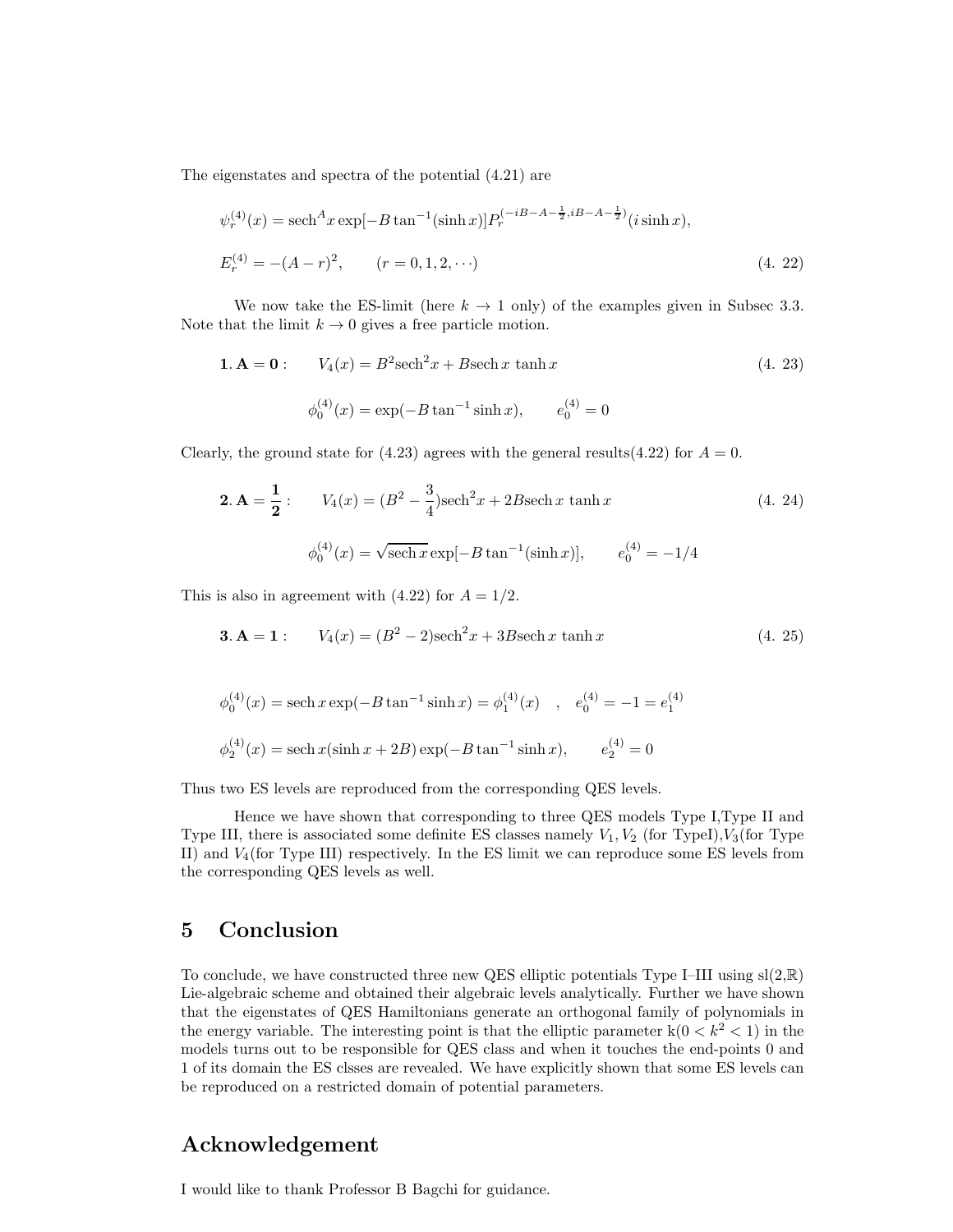The eigenstates and spectra of the potential (4.21) are

$$
\psi_r^{(4)}(x) = \mathrm{sech}^A x \exp[-B\tan^{-1}(\sinh x)] P_r^{(-iB-A-\frac{1}{2}, iB-A-\frac{1}{2})}(i\sinh x),
$$

$$
E_r^{(4)} = -(A-r)^2, \qquad (r = 0, 1, 2, \cdots) \tag{4. 22}
$$

We now take the ES-limit (here $k \to 1$ only) of the examples given in Subsec 3.3. Note that the limit $k \to 0$ gives a free particle motion.

**1.** $\mathbf{A = 0}$ : $\qquad V_4(x) = B^2 \mathrm{sech}^2 x + B \mathrm{sech}\, x \tanh x \qquad (4.\ 23)$

$$
\phi_0^{(4)}(x) = \exp(-B\tan^{-1}\sinh x), \qquad e_0^{(4)} = 0
$$

Clearly, the ground state for (4.23) agrees with the general results(4.22) for $A = 0$.

**2.** $\mathbf{A = \frac{1}{2}}$ : $\qquad V_4(x) = (B^2 - \frac{3}{4})\mathrm{sech}^2 x + 2B \mathrm{sech}\, x \tanh x \qquad (4.\ 24)$

$$
\phi_0^{(4)}(x) = \sqrt{\mathrm{sech}\, x} \exp[-B\tan^{-1}(\sinh x)], \qquad e_0^{(4)} = -1/4
$$

This is also in agreement with (4.22) for $A = 1/2$.

**3.** $\mathbf{A = 1}$ : $\qquad V_4(x) = (B^2 - 2)\mathrm{sech}^2 x + 3B \mathrm{sech}\, x \tanh x \qquad (4.\ 25)$

$$
\phi_0^{(4)}(x) = \mathrm{sech}\, x \exp(-B\tan^{-1}\sinh x) = \phi_1^{(4)}(x) \quad , \quad e_0^{(4)} = -1 = e_1^{(4)}
$$

$$
\phi_2^{(4)}(x) = \mathrm{sech}\, x(\sinh x + 2B)\exp(-B\tan^{-1}\sinh x), \qquad e_2^{(4)} = 0
$$

Thus two ES levels are reproduced from the corresponding QES levels.

Hence we have shown that corresponding to three QES models Type I,Type II and Type III, there is associated some definite ES classes namely $V_1, V_2$ (for TypeI),$V_3$(for Type II) and $V_4$(for Type III) respectively. In the ES limit we can reproduce some ES levels from the corresponding QES levels as well.

# 5 Conclusion

To conclude, we have constructed three new QES elliptic potentials Type I–III using sl(2,$\mathbb{R}$) Lie-algebraic scheme and obtained their algebraic levels analytically. Further we have shown that the eigenstates of QES Hamiltonians generate an orthogonal family of polynomials in the energy variable. The interesting point is that the elliptic parameter k($0 < k^2 < 1$) in the models turns out to be responsible for QES class and when it touches the end-points 0 and 1 of its domain the ES clsses are revealed. We have explicitly shown that some ES levels can be reproduced on a restricted domain of potential parameters.

# Acknowledgement

I would like to thank Professor B Bagchi for guidance.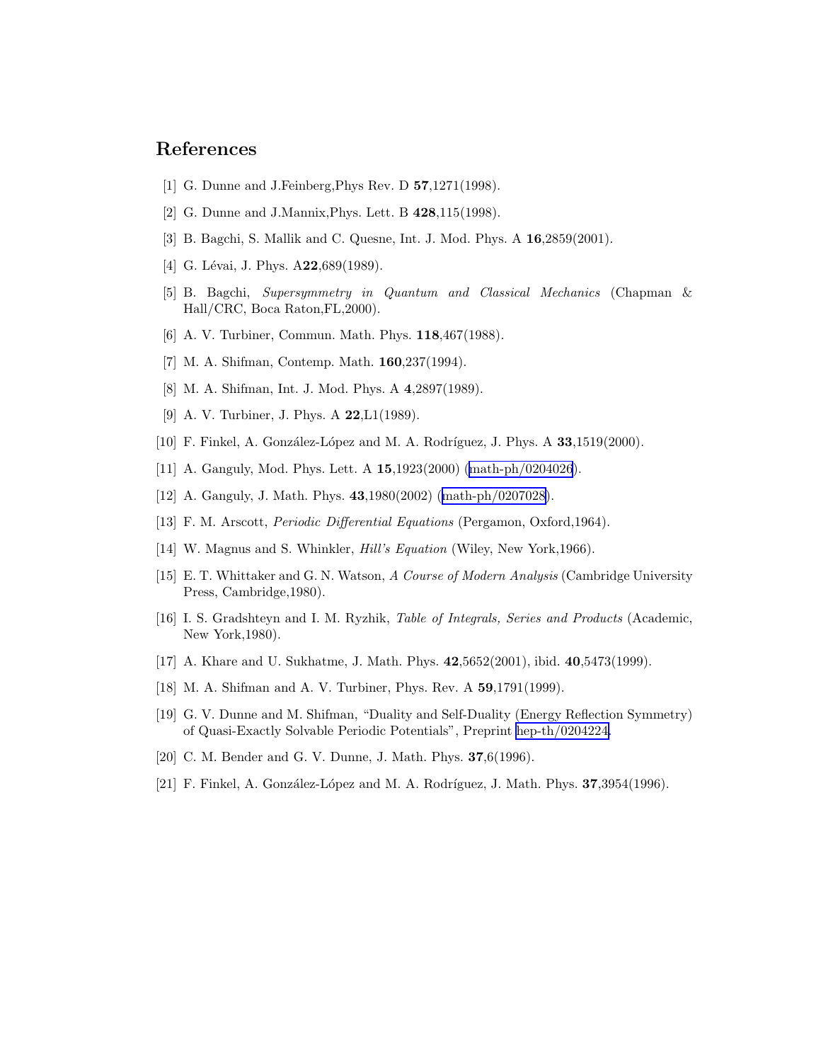## References

[1] G. Dunne and J.Feinberg,Phys Rev. D **57**,1271(1998).

[2] G. Dunne and J.Mannix,Phys. Lett. B **428**,115(1998).

[3] B. Bagchi, S. Mallik and C. Quesne, Int. J. Mod. Phys. A **16**,2859(2001).

[4] G. Lévai, J. Phys. A**22**,689(1989).

[5] B. Bagchi, *Supersymmetry in Quantum and Classical Mechanics* (Chapman & Hall/CRC, Boca Raton,FL,2000).

[6] A. V. Turbiner, Commun. Math. Phys. **118**,467(1988).

[7] M. A. Shifman, Contemp. Math. **160**,237(1994).

[8] M. A. Shifman, Int. J. Mod. Phys. A **4**,2897(1989).

[9] A. V. Turbiner, J. Phys. A **22**,L1(1989).

[10] F. Finkel, A. González-López and M. A. Rodríguez, J. Phys. A **33**,1519(2000).

[11] A. Ganguly, Mod. Phys. Lett. A **15**,1923(2000) (math-ph/0204026).

[12] A. Ganguly, J. Math. Phys. **43**,1980(2002) (math-ph/0207028).

[13] F. M. Arscott, *Periodic Differential Equations* (Pergamon, Oxford,1964).

[14] W. Magnus and S. Whinkler, *Hill's Equation* (Wiley, New York,1966).

[15] E. T. Whittaker and G. N. Watson, *A Course of Modern Analysis* (Cambridge University Press, Cambridge,1980).

[16] I. S. Gradshteyn and I. M. Ryzhik, *Table of Integrals, Series and Products* (Academic, New York,1980).

[17] A. Khare and U. Sukhatme, J. Math. Phys. **42**,5652(2001), ibid. **40**,5473(1999).

[18] M. A. Shifman and A. V. Turbiner, Phys. Rev. A **59**,1791(1999).

[19] G. V. Dunne and M. Shifman, "Duality and Self-Duality (Energy Reflection Symmetry) of Quasi-Exactly Solvable Periodic Potentials", Preprint hep-th/0204224.

[20] C. M. Bender and G. V. Dunne, J. Math. Phys. **37**,6(1996).

[21] F. Finkel, A. González-López and M. A. Rodríguez, J. Math. Phys. **37**,3954(1996).